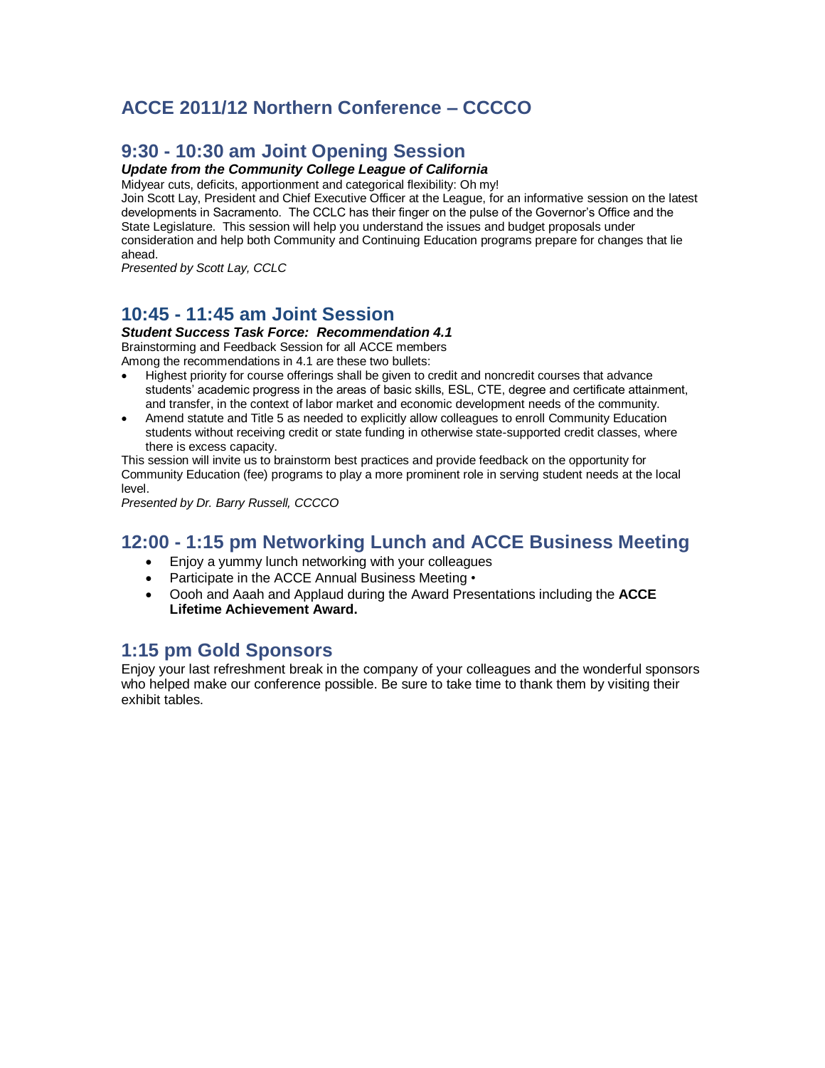# ACCE 2011/12 Northern Conference – CCCCO

## 9:30 - 10:30 am Joint Opening Session

***Update from the Community College League of California***

Midyear cuts, deficits, apportionment and categorical flexibility: Oh my!

Join Scott Lay, President and Chief Executive Officer at the League, for an informative session on the latest developments in Sacramento. The CCLC has their finger on the pulse of the Governor's Office and the State Legislature. This session will help you understand the issues and budget proposals under consideration and help both Community and Continuing Education programs prepare for changes that lie ahead.

*Presented by Scott Lay, CCLC*

## 10:45 - 11:45 am Joint Session

***Student Success Task Force: Recommendation 4.1***

Brainstorming and Feedback Session for all ACCE members

Among the recommendations in 4.1 are these two bullets:

- Highest priority for course offerings shall be given to credit and noncredit courses that advance students' academic progress in the areas of basic skills, ESL, CTE, degree and certificate attainment, and transfer, in the context of labor market and economic development needs of the community.
- Amend statute and Title 5 as needed to explicitly allow colleagues to enroll Community Education students without receiving credit or state funding in otherwise state-supported credit classes, where there is excess capacity.

This session will invite us to brainstorm best practices and provide feedback on the opportunity for Community Education (fee) programs to play a more prominent role in serving student needs at the local level.

*Presented by Dr. Barry Russell, CCCCO*

## 12:00 - 1:15 pm Networking Lunch and ACCE Business Meeting

- Enjoy a yummy lunch networking with your colleagues
- Participate in the ACCE Annual Business Meeting •
- Oooh and Aaah and Applaud during the Award Presentations including the **ACCE Lifetime Achievement Award.**

## 1:15 pm Gold Sponsors

Enjoy your last refreshment break in the company of your colleagues and the wonderful sponsors who helped make our conference possible. Be sure to take time to thank them by visiting their exhibit tables.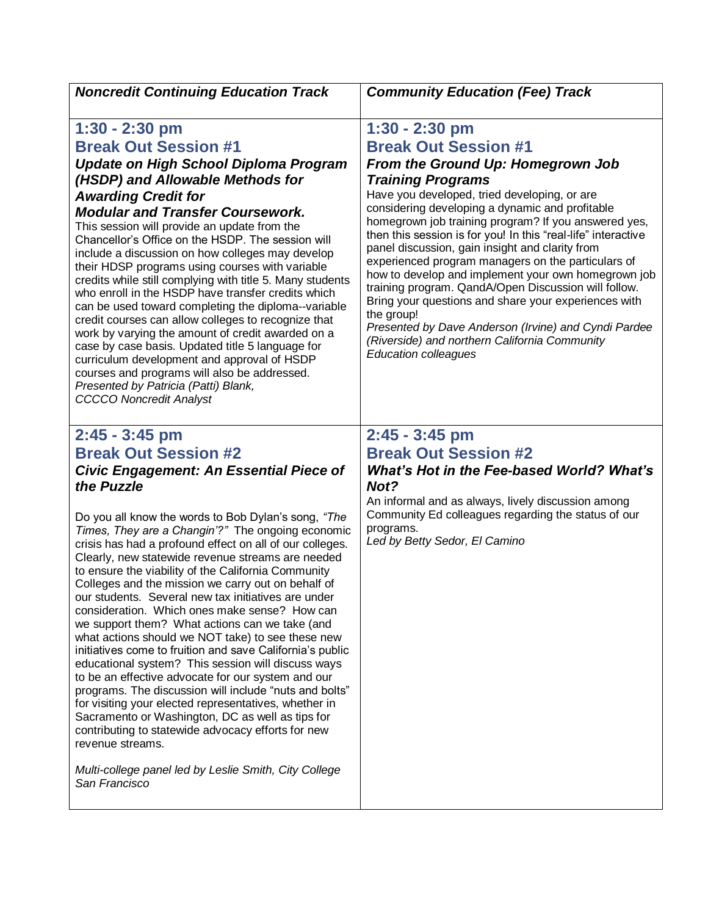## Noncredit Continuing Education Track

### 1:30 - 2:30 pm
### Break Out Session #1

***Update on High School Diploma Program (HSDP) and Allowable Methods for Awarding Credit for Modular and Transfer Coursework.***

This session will provide an update from the Chancellor's Office on the HSDP. The session will include a discussion on how colleges may develop their HDSP programs using courses with variable credits while still complying with title 5. Many students who enroll in the HSDP have transfer credits which can be used toward completing the diploma--variable credit courses can allow colleges to recognize that work by varying the amount of credit awarded on a case by case basis. Updated title 5 language for curriculum development and approval of HSDP courses and programs will also be addressed.

*Presented by Patricia (Patti) Blank, CCCCO Noncredit Analyst*

### 2:45 - 3:45 pm
### Break Out Session #2

***Civic Engagement: An Essential Piece of the Puzzle***

Do you all know the words to Bob Dylan's song, *"The Times, They are a Changin'?"* The ongoing economic crisis has had a profound effect on all of our colleges. Clearly, new statewide revenue streams are needed to ensure the viability of the California Community Colleges and the mission we carry out on behalf of our students. Several new tax initiatives are under consideration. Which ones make sense? How can we support them? What actions can we take (and what actions should we NOT take) to see these new initiatives come to fruition and save California's public educational system? This session will discuss ways to be an effective advocate for our system and our programs. The discussion will include "nuts and bolts" for visiting your elected representatives, whether in Sacramento or Washington, DC as well as tips for contributing to statewide advocacy efforts for new revenue streams.

*Multi-college panel led by Leslie Smith, City College San Francisco*

## Community Education (Fee) Track

### 1:30 - 2:30 pm
### Break Out Session #1

***From the Ground Up: Homegrown Job Training Programs***

Have you developed, tried developing, or are considering developing a dynamic and profitable homegrown job training program? If you answered yes, then this session is for you! In this "real-life" interactive panel discussion, gain insight and clarity from experienced program managers on the particulars of how to develop and implement your own homegrown job training program. QandA/Open Discussion will follow. Bring your questions and share your experiences with the group!

*Presented by Dave Anderson (Irvine) and Cyndi Pardee (Riverside) and northern California Community Education colleagues*

### 2:45 - 3:45 pm
### Break Out Session #2

***What's Hot in the Fee-based World? What's Not?***

An informal and as always, lively discussion among Community Ed colleagues regarding the status of our programs.

*Led by Betty Sedor, El Camino*